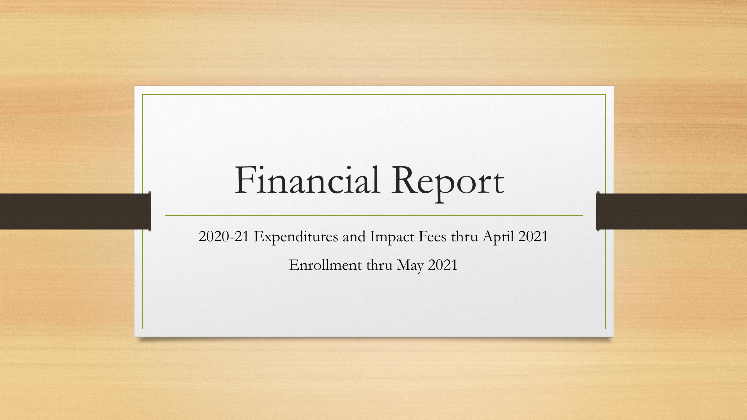# Financial Report

2020-21 Expenditures and Impact Fees thru April 2021

Enrollment thru May 2021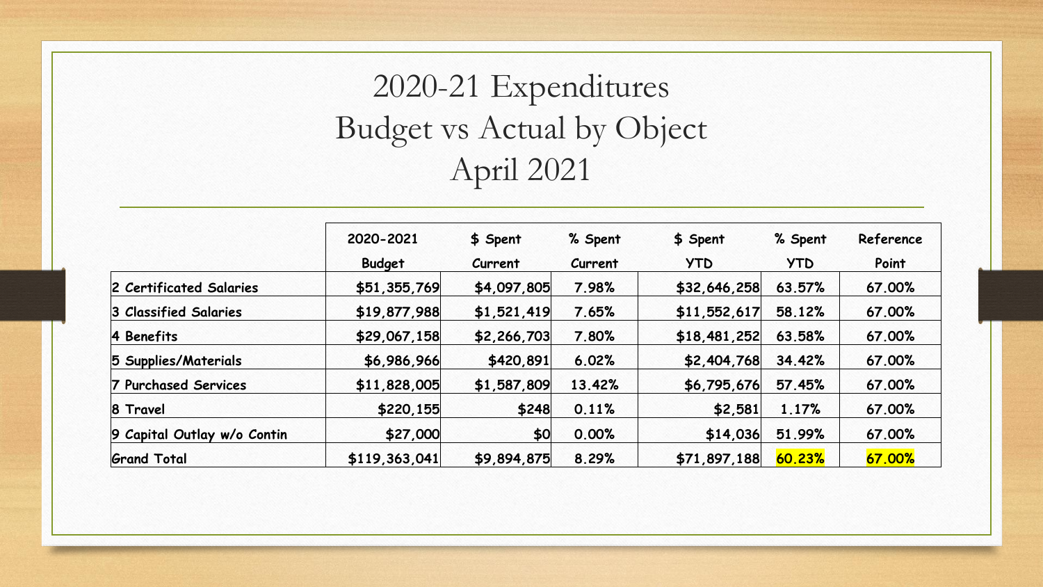# 2020-21 Expenditures
# Budget vs Actual by Object
# April 2021

| | 2020-2021 Budget | $ Spent Current | % Spent Current | $ Spent YTD | % Spent YTD | Reference Point |
|---|---|---|---|---|---|---|
| 2 Certificated Salaries | $51,355,769 | $4,097,805 | 7.98% | $32,646,258 | 63.57% | 67.00% |
| 3 Classified Salaries | $19,877,988 | $1,521,419 | 7.65% | $11,552,617 | 58.12% | 67.00% |
| 4 Benefits | $29,067,158 | $2,266,703 | 7.80% | $18,481,252 | 63.58% | 67.00% |
| 5 Supplies/Materials | $6,986,966 | $420,891 | 6.02% | $2,404,768 | 34.42% | 67.00% |
| 7 Purchased Services | $11,828,005 | $1,587,809 | 13.42% | $6,795,676 | 57.45% | 67.00% |
| 8 Travel | $220,155 | $248 | 0.11% | $2,581 | 1.17% | 67.00% |
| 9 Capital Outlay w/o Contin | $27,000 | $0 | 0.00% | $14,036 | 51.99% | 67.00% |
| Grand Total | $119,363,041 | $9,894,875 | 8.29% | $71,897,188 | 60.23% | 67.00% |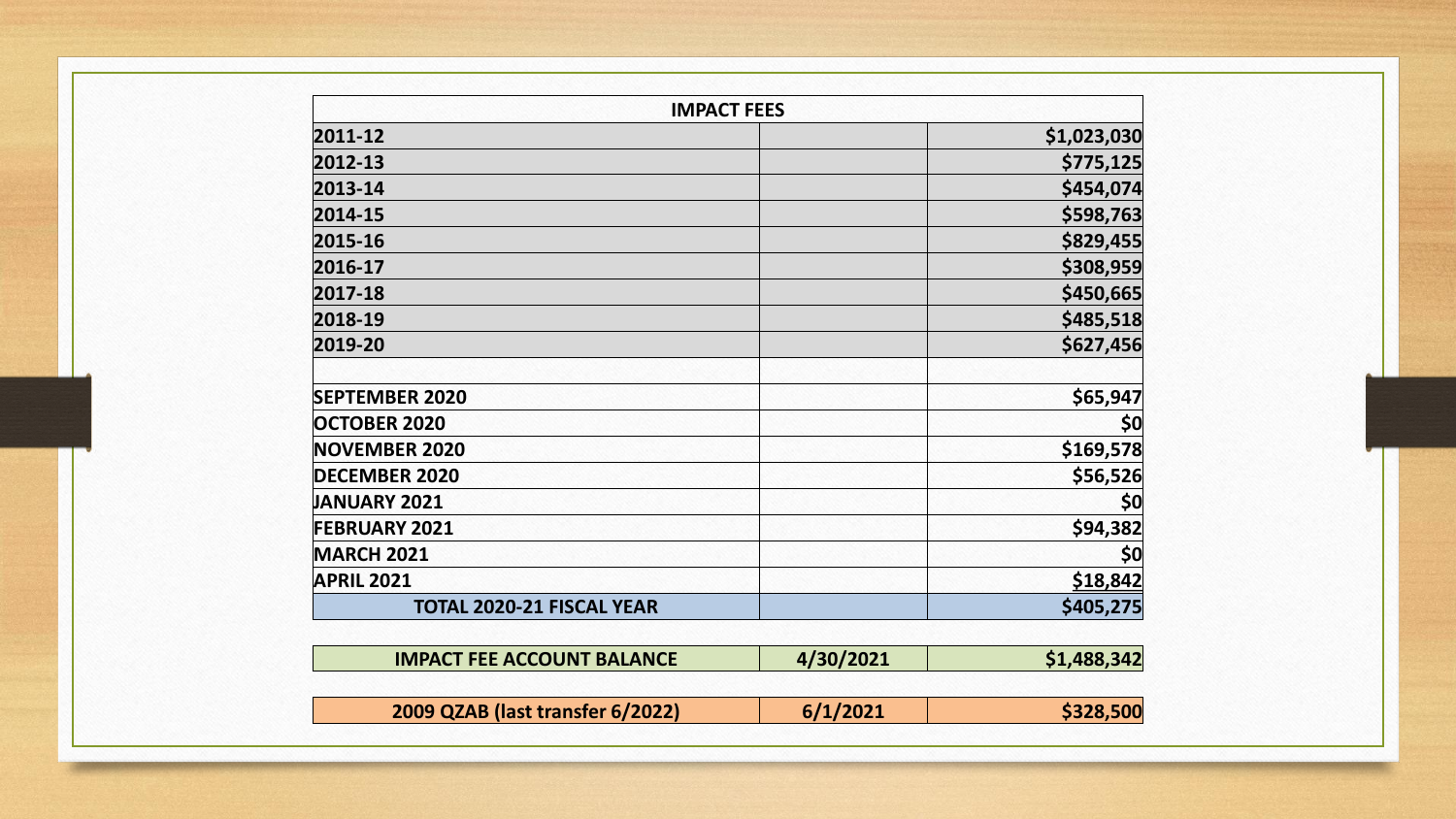| IMPACT FEES | | |
|---|---|---|
| 2011-12 | | $1,023,030 |
| 2012-13 | | $775,125 |
| 2013-14 | | $454,074 |
| 2014-15 | | $598,763 |
| 2015-16 | | $829,455 |
| 2016-17 | | $308,959 |
| 2017-18 | | $450,665 |
| 2018-19 | | $485,518 |
| 2019-20 | | $627,456 |
| | | |
| SEPTEMBER 2020 | | $65,947 |
| OCTOBER 2020 | | $0 |
| NOVEMBER 2020 | | $169,578 |
| DECEMBER 2020 | | $56,526 |
| JANUARY 2021 | | $0 |
| FEBRUARY 2021 | | $94,382 |
| MARCH 2021 | | $0 |
| APRIL 2021 | | $18,842 |
| **TOTAL 2020-21 FISCAL YEAR** | | **$405,275** |

| IMPACT FEE ACCOUNT BALANCE | 4/30/2021 | $1,488,342 |
|---|---|---|

| 2009 QZAB (last transfer 6/2022) | 6/1/2021 | $328,500 |
|---|---|---|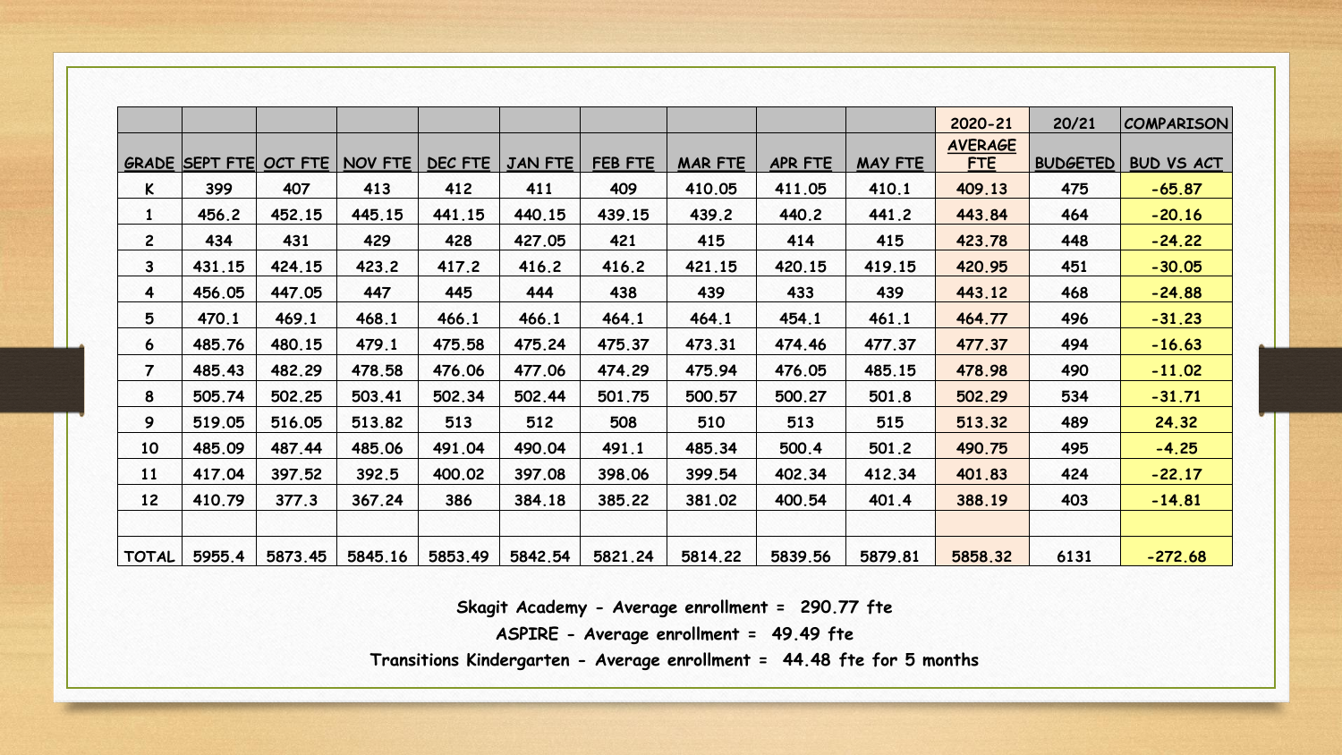| | | | | | | | | | | 2020-21 | 20/21 | COMPARISON |
|---|---|---|---|---|---|---|---|---|---|---|---|---|
| GRADE | SEPT FTE | OCT FTE | NOV FTE | DEC FTE | JAN FTE | FEB FTE | MAR FTE | APR FTE | MAY FTE | AVERAGE FTE | BUDGETED | BUD VS ACT |
| K | 399 | 407 | 413 | 412 | 411 | 409 | 410.05 | 411.05 | 410.1 | 409.13 | 475 | -65.87 |
| 1 | 456.2 | 452.15 | 445.15 | 441.15 | 440.15 | 439.15 | 439.2 | 440.2 | 441.2 | 443.84 | 464 | -20.16 |
| 2 | 434 | 431 | 429 | 428 | 427.05 | 421 | 415 | 414 | 415 | 423.78 | 448 | -24.22 |
| 3 | 431.15 | 424.15 | 423.2 | 417.2 | 416.2 | 416.2 | 421.15 | 420.15 | 419.15 | 420.95 | 451 | -30.05 |
| 4 | 456.05 | 447.05 | 447 | 445 | 444 | 438 | 439 | 433 | 439 | 443.12 | 468 | -24.88 |
| 5 | 470.1 | 469.1 | 468.1 | 466.1 | 466.1 | 464.1 | 464.1 | 454.1 | 461.1 | 464.77 | 496 | -31.23 |
| 6 | 485.76 | 480.15 | 479.1 | 475.58 | 475.24 | 475.37 | 473.31 | 474.46 | 477.37 | 477.37 | 494 | -16.63 |
| 7 | 485.43 | 482.29 | 478.58 | 476.06 | 477.06 | 474.29 | 475.94 | 476.05 | 485.15 | 478.98 | 490 | -11.02 |
| 8 | 505.74 | 502.25 | 503.41 | 502.34 | 502.44 | 501.75 | 500.57 | 500.27 | 501.8 | 502.29 | 534 | -31.71 |
| 9 | 519.05 | 516.05 | 513.82 | 513 | 512 | 508 | 510 | 513 | 515 | 513.32 | 489 | 24.32 |
| 10 | 485.09 | 487.44 | 485.06 | 491.04 | 490.04 | 491.1 | 485.34 | 500.4 | 501.2 | 490.75 | 495 | -4.25 |
| 11 | 417.04 | 397.52 | 392.5 | 400.02 | 397.08 | 398.06 | 399.54 | 402.34 | 412.34 | 401.83 | 424 | -22.17 |
| 12 | 410.79 | 377.3 | 367.24 | 386 | 384.18 | 385.22 | 381.02 | 400.54 | 401.4 | 388.19 | 403 | -14.81 |
| | | | | | | | | | | | | |
| TOTAL | 5955.4 | 5873.45 | 5845.16 | 5853.49 | 5842.54 | 5821.24 | 5814.22 | 5839.56 | 5879.81 | 5858.32 | 6131 | -272.68 |

**Skagit Academy - Average enrollment = 290.77 fte**

**ASPIRE - Average enrollment = 49.49 fte**

**Transitions Kindergarten - Average enrollment = 44.48 fte for 5 months**